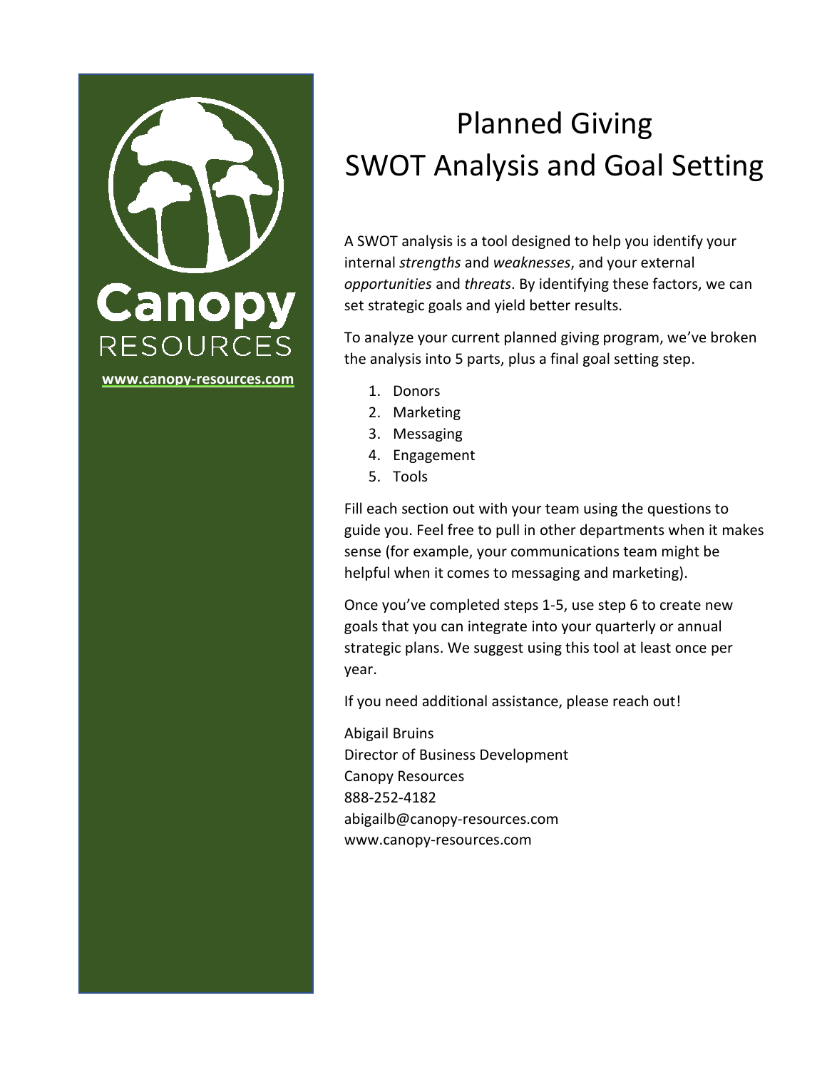Canopy
RESOURCES

www.canopy-resources.com

# Planned Giving
# SWOT Analysis and Goal Setting

A SWOT analysis is a tool designed to help you identify your internal *strengths* and *weaknesses*, and your external *opportunities* and *threats*. By identifying these factors, we can set strategic goals and yield better results.

To analyze your current planned giving program, we've broken the analysis into 5 parts, plus a final goal setting step.

1. Donors
2. Marketing
3. Messaging
4. Engagement
5. Tools

Fill each section out with your team using the questions to guide you. Feel free to pull in other departments when it makes sense (for example, your communications team might be helpful when it comes to messaging and marketing).

Once you've completed steps 1-5, use step 6 to create new goals that you can integrate into your quarterly or annual strategic plans. We suggest using this tool at least once per year.

If you need additional assistance, please reach out!

Abigail Bruins
Director of Business Development
Canopy Resources
888-252-4182
abigailb@canopy-resources.com
www.canopy-resources.com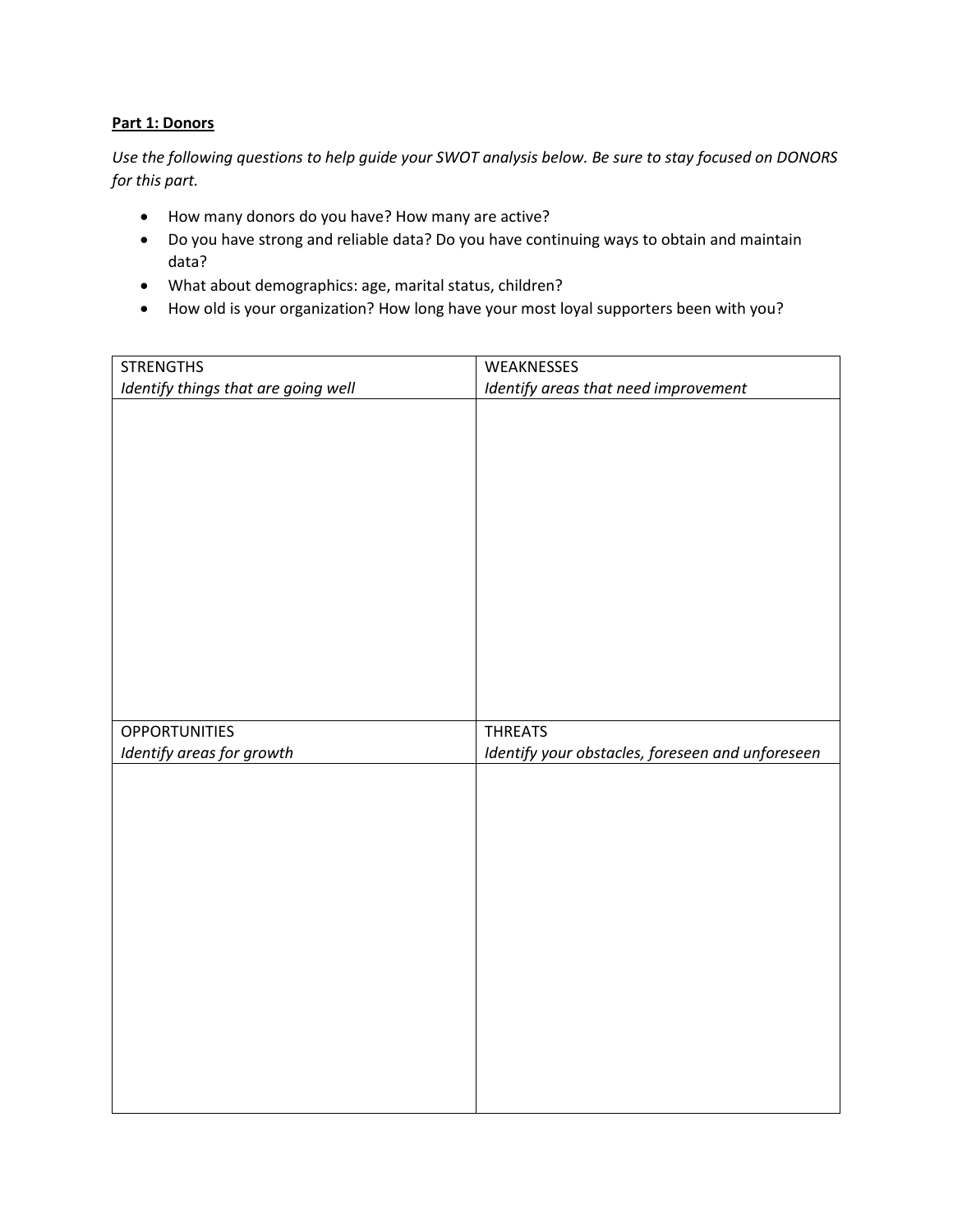**Part 1: Donors**

*Use the following questions to help guide your SWOT analysis below. Be sure to stay focused on DONORS for this part.*

- How many donors do you have? How many are active?
- Do you have strong and reliable data? Do you have continuing ways to obtain and maintain data?
- What about demographics: age, marital status, children?
- How old is your organization? How long have your most loyal supporters been with you?

| STRENGTHS<br>*Identify things that are going well* | WEAKNESSES<br>*Identify areas that need improvement* |
| --- | --- |
| | |
| **OPPORTUNITIES**<br>*Identify areas for growth* | **THREATS**<br>*Identify your obstacles, foreseen and unforeseen* |
| | |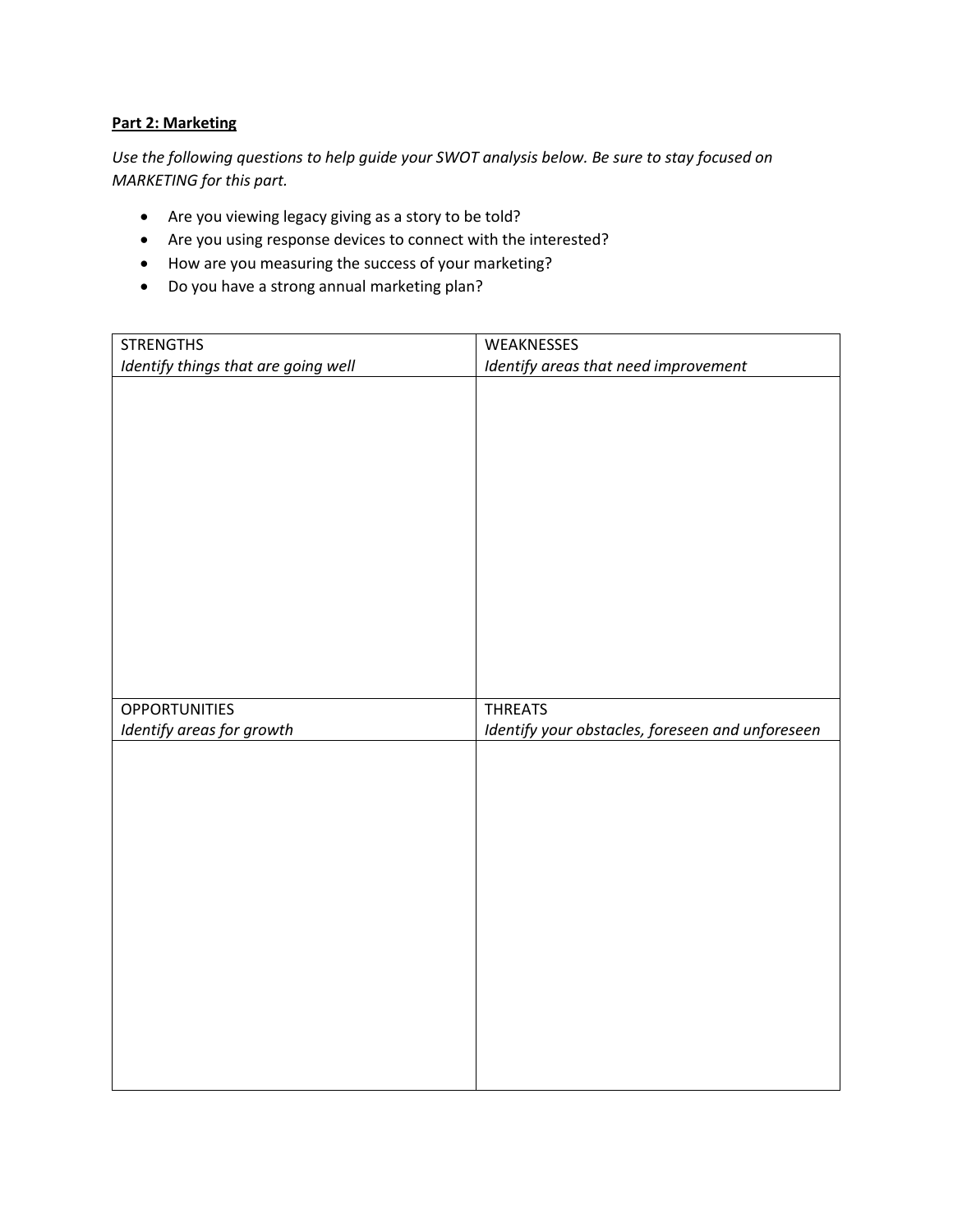**Part 2: Marketing**

*Use the following questions to help guide your SWOT analysis below. Be sure to stay focused on MARKETING for this part.*

- Are you viewing legacy giving as a story to be told?
- Are you using response devices to connect with the interested?
- How are you measuring the success of your marketing?
- Do you have a strong annual marketing plan?

| STRENGTHS<br>*Identify things that are going well* | WEAKNESSES<br>*Identify areas that need improvement* |
| --- | --- |
| | |
| **OPPORTUNITIES**<br>*Identify areas for growth* | **THREATS**<br>*Identify your obstacles, foreseen and unforeseen* |
| | |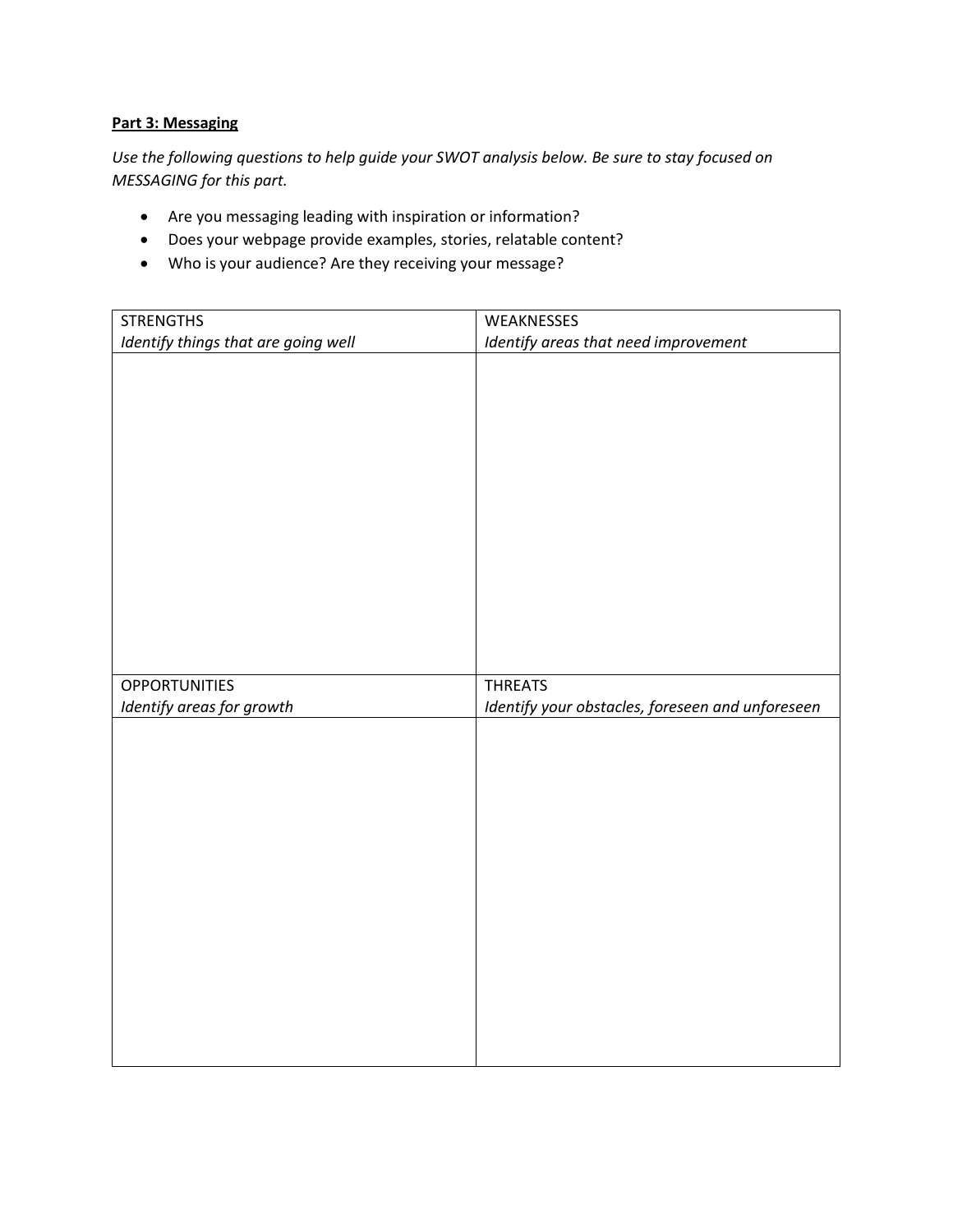**Part 3: Messaging**

*Use the following questions to help guide your SWOT analysis below. Be sure to stay focused on MESSAGING for this part.*

- Are you messaging leading with inspiration or information?
- Does your webpage provide examples, stories, relatable content?
- Who is your audience? Are they receiving your message?

| STRENGTHS<br>*Identify things that are going well* | WEAKNESSES<br>*Identify areas that need improvement* |
| --- | --- |
| | |
| OPPORTUNITIES<br>*Identify areas for growth* | THREATS<br>*Identify your obstacles, foreseen and unforeseen* |
| | |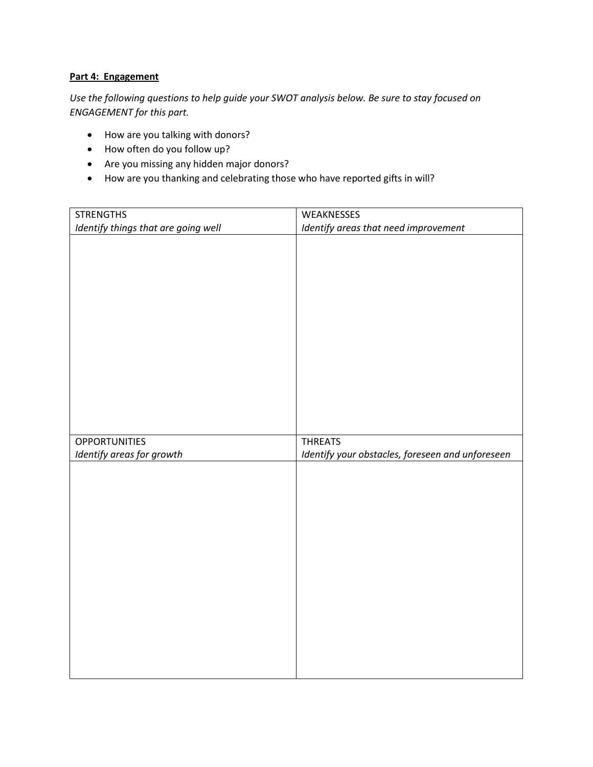**Part 4: Engagement**

*Use the following questions to help guide your SWOT analysis below. Be sure to stay focused on ENGAGEMENT for this part.*

- How are you talking with donors?
- How often do you follow up?
- Are you missing any hidden major donors?
- How are you thanking and celebrating those who have reported gifts in will?

| STRENGTHS<br>*Identify things that are going well* | WEAKNESSES<br>*Identify areas that need improvement* |
|---|---|
| | |
| **OPPORTUNITIES**<br>*Identify areas for growth* | **THREATS**<br>*Identify your obstacles, foreseen and unforeseen* |
| | |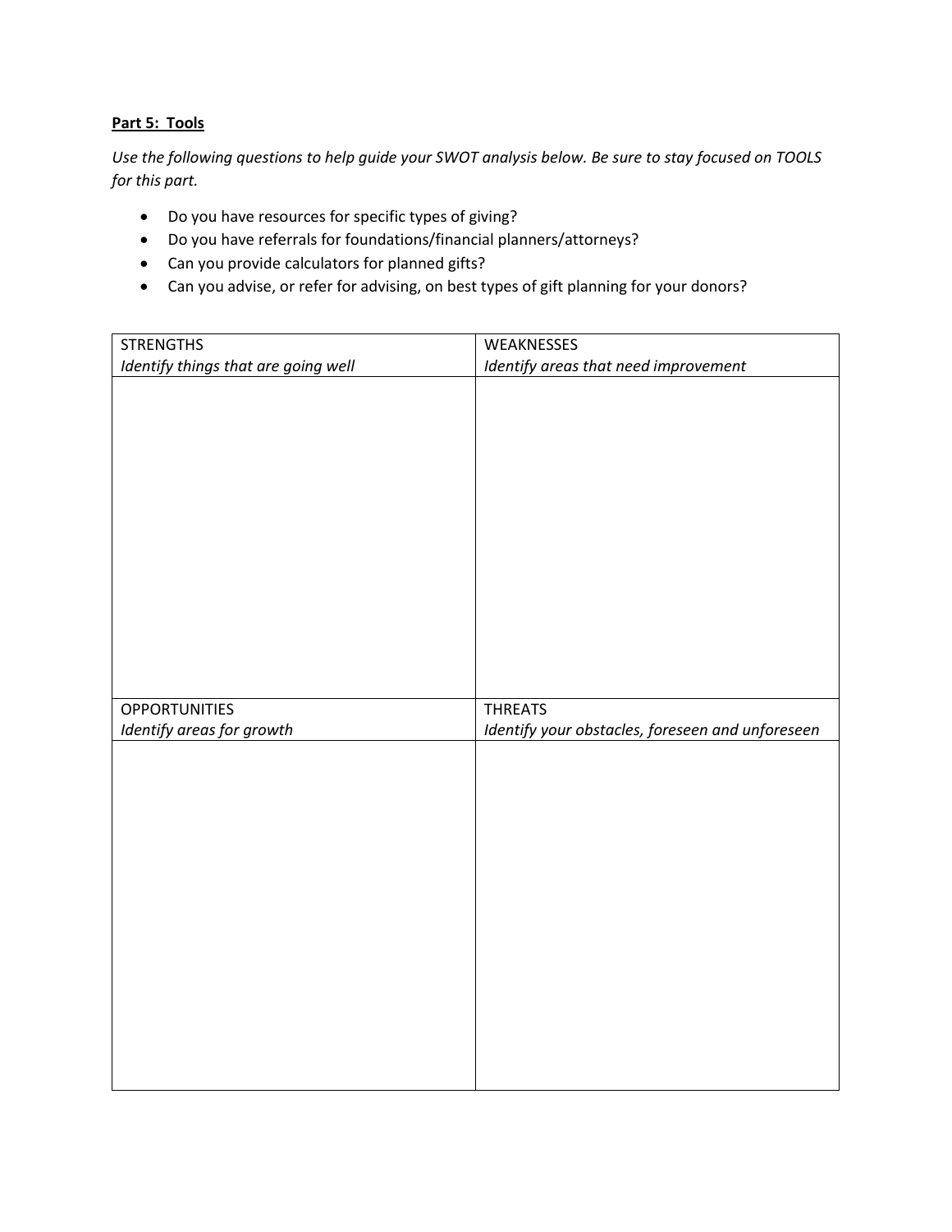**Part 5: Tools**

*Use the following questions to help guide your SWOT analysis below. Be sure to stay focused on TOOLS for this part.*

- Do you have resources for specific types of giving?
- Do you have referrals for foundations/financial planners/attorneys?
- Can you provide calculators for planned gifts?
- Can you advise, or refer for advising, on best types of gift planning for your donors?

| STRENGTHS<br>*Identify things that are going well* | WEAKNESSES<br>*Identify areas that need improvement* |
|---|---|
| | |
| **OPPORTUNITIES**<br>*Identify areas for growth* | **THREATS**<br>*Identify your obstacles, foreseen and unforeseen* |
| | |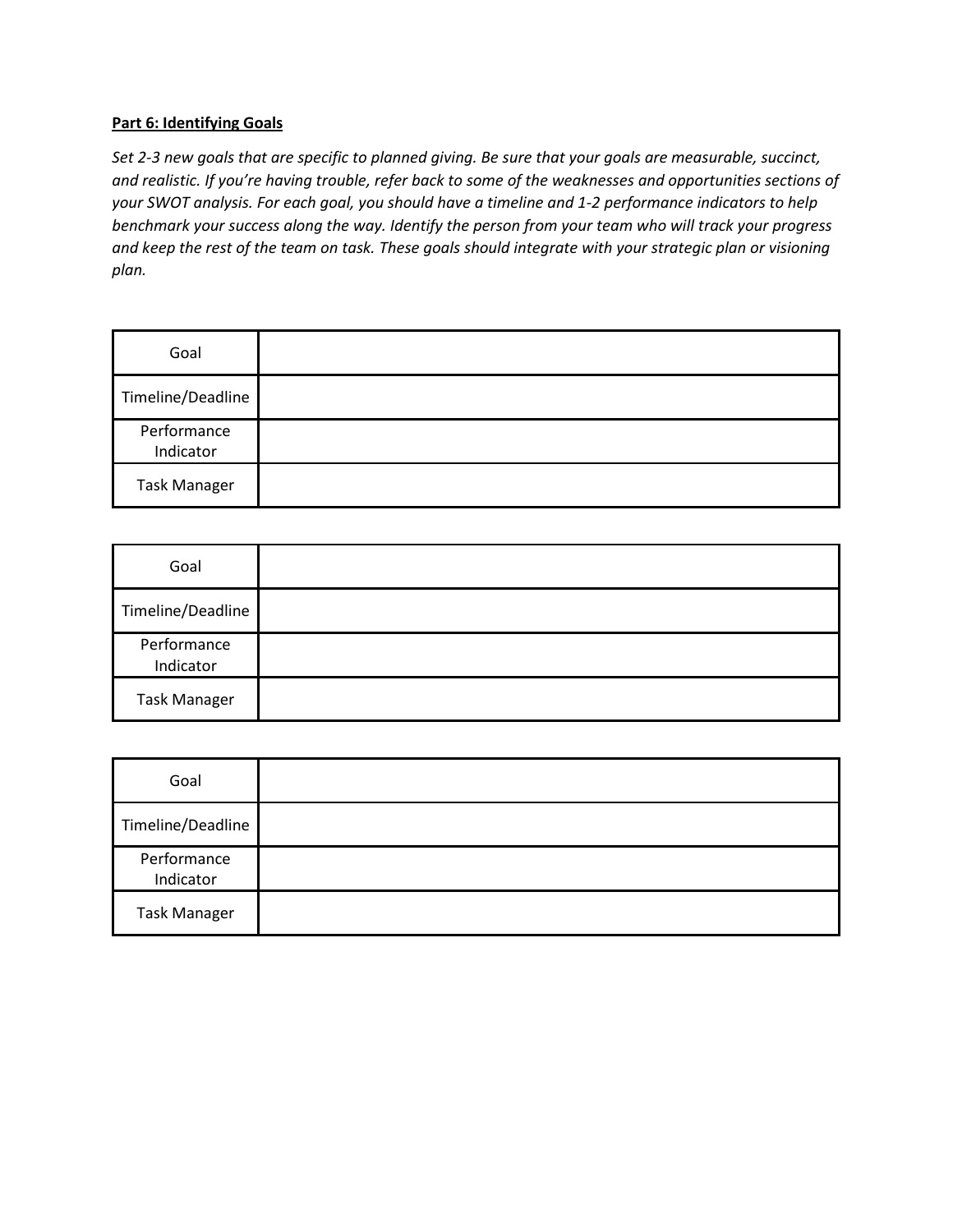**Part 6: Identifying Goals**

*Set 2-3 new goals that are specific to planned giving. Be sure that your goals are measurable, succinct, and realistic. If you're having trouble, refer back to some of the weaknesses and opportunities sections of your SWOT analysis. For each goal, you should have a timeline and 1-2 performance indicators to help benchmark your success along the way. Identify the person from your team who will track your progress and keep the rest of the team on task. These goals should integrate with your strategic plan or visioning plan.*

| | |
|---|---|
| Goal | |
| Timeline/Deadline | |
| Performance Indicator | |
| Task Manager | |

| | |
|---|---|
| Goal | |
| Timeline/Deadline | |
| Performance Indicator | |
| Task Manager | |

| | |
|---|---|
| Goal | |
| Timeline/Deadline | |
| Performance Indicator | |
| Task Manager | |